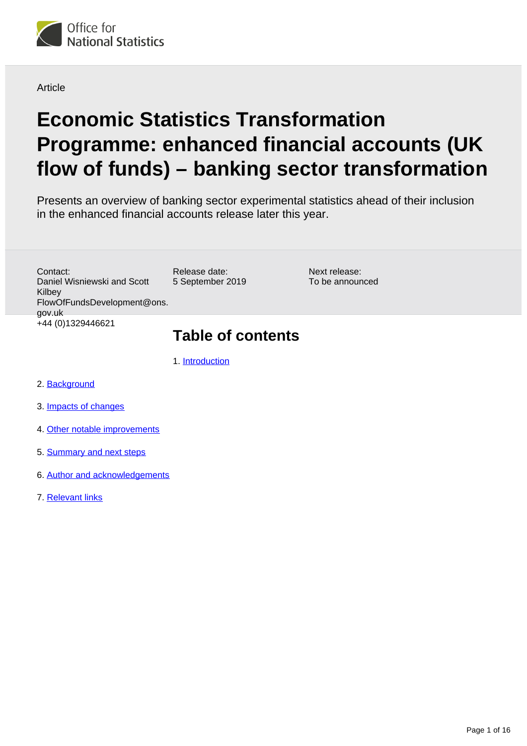Article

# Economic Statistics Transformation Programme: enhanced financial accounts (UK flow of funds) – banking sector transformation

Presents an overview of banking sector experimental statistics ahead of their inclusion in the enhanced financial accounts release later this year.

Contact:
Daniel Wisniewski and Scott Kilbey
FlowOfFundsDevelopment@ons.gov.uk
+44 (0)1329446621

Release date:
5 September 2019

Next release:
To be announced

## Table of contents

1. Introduction
2. Background
3. Impacts of changes
4. Other notable improvements
5. Summary and next steps
6. Author and acknowledgements
7. Relevant links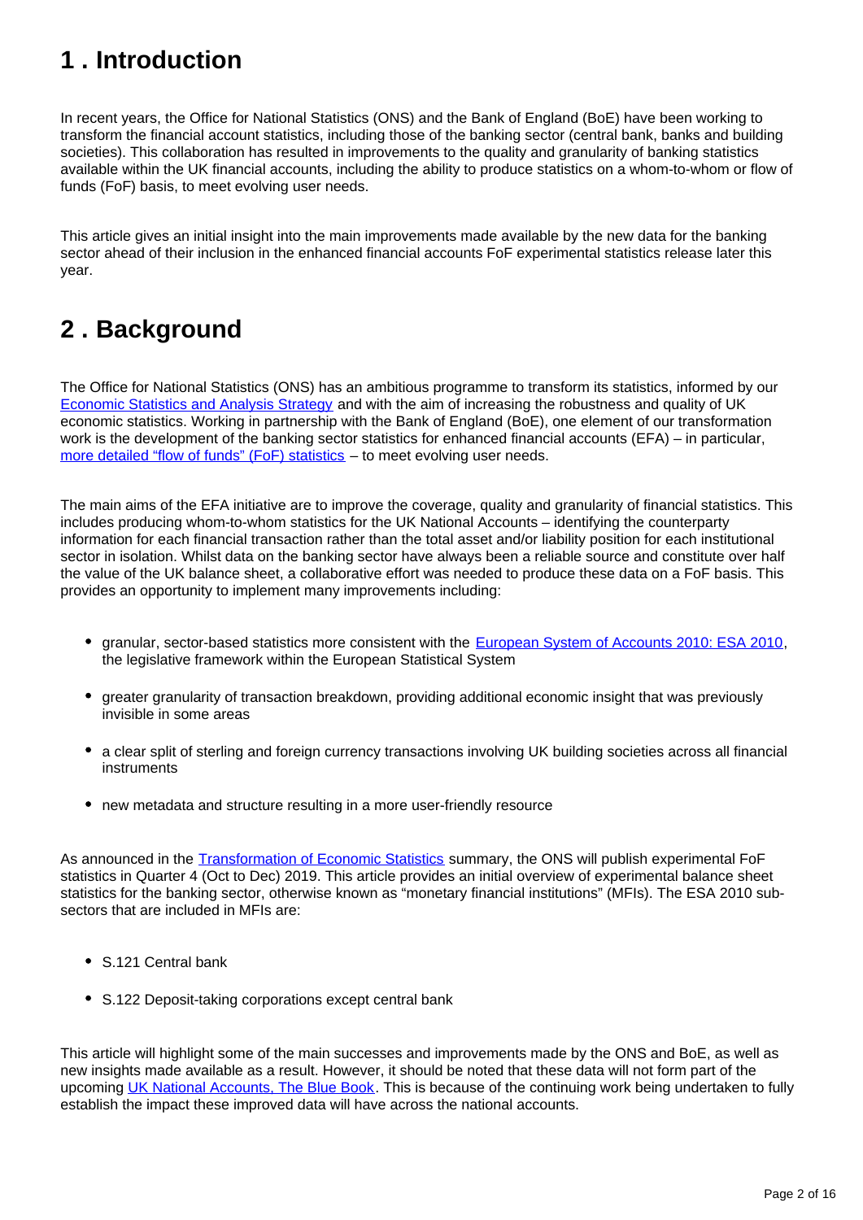## 1 . Introduction

In recent years, the Office for National Statistics (ONS) and the Bank of England (BoE) have been working to transform the financial account statistics, including those of the banking sector (central bank, banks and building societies). This collaboration has resulted in improvements to the quality and granularity of banking statistics available within the UK financial accounts, including the ability to produce statistics on a whom-to-whom or flow of funds (FoF) basis, to meet evolving user needs.

This article gives an initial insight into the main improvements made available by the new data for the banking sector ahead of their inclusion in the enhanced financial accounts FoF experimental statistics release later this year.

## 2 . Background

The Office for National Statistics (ONS) has an ambitious programme to transform its statistics, informed by our Economic Statistics and Analysis Strategy and with the aim of increasing the robustness and quality of UK economic statistics. Working in partnership with the Bank of England (BoE), one element of our transformation work is the development of the banking sector statistics for enhanced financial accounts (EFA) – in particular, more detailed "flow of funds" (FoF) statistics – to meet evolving user needs.

The main aims of the EFA initiative are to improve the coverage, quality and granularity of financial statistics. This includes producing whom-to-whom statistics for the UK National Accounts – identifying the counterparty information for each financial transaction rather than the total asset and/or liability position for each institutional sector in isolation. Whilst data on the banking sector have always been a reliable source and constitute over half the value of the UK balance sheet, a collaborative effort was needed to produce these data on a FoF basis. This provides an opportunity to implement many improvements including:

- granular, sector-based statistics more consistent with the European System of Accounts 2010: ESA 2010, the legislative framework within the European Statistical System
- greater granularity of transaction breakdown, providing additional economic insight that was previously invisible in some areas
- a clear split of sterling and foreign currency transactions involving UK building societies across all financial instruments
- new metadata and structure resulting in a more user-friendly resource

As announced in the Transformation of Economic Statistics summary, the ONS will publish experimental FoF statistics in Quarter 4 (Oct to Dec) 2019. This article provides an initial overview of experimental balance sheet statistics for the banking sector, otherwise known as "monetary financial institutions" (MFIs). The ESA 2010 sub-sectors that are included in MFIs are:

- S.121 Central bank
- S.122 Deposit-taking corporations except central bank

This article will highlight some of the main successes and improvements made by the ONS and BoE, as well as new insights made available as a result. However, it should be noted that these data will not form part of the upcoming UK National Accounts, The Blue Book. This is because of the continuing work being undertaken to fully establish the impact these improved data will have across the national accounts.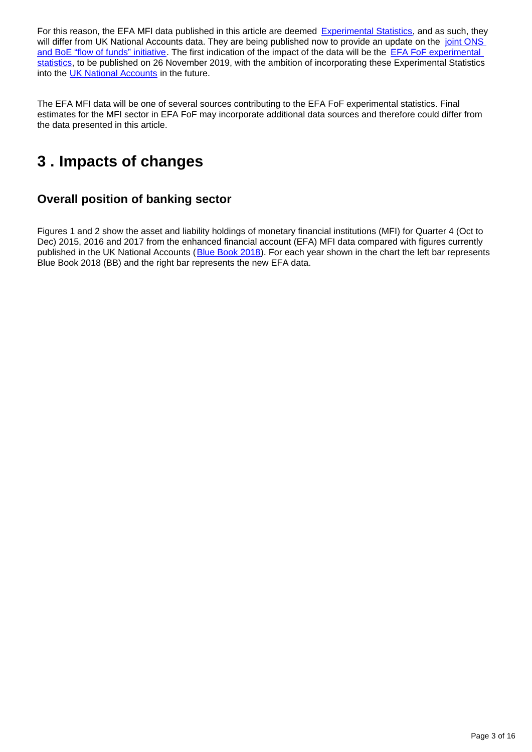For this reason, the EFA MFI data published in this article are deemed Experimental Statistics, and as such, they will differ from UK National Accounts data. They are being published now to provide an update on the joint ONS and BoE "flow of funds" initiative. The first indication of the impact of the data will be the EFA FoF experimental statistics, to be published on 26 November 2019, with the ambition of incorporating these Experimental Statistics into the UK National Accounts in the future.

The EFA MFI data will be one of several sources contributing to the EFA FoF experimental statistics. Final estimates for the MFI sector in EFA FoF may incorporate additional data sources and therefore could differ from the data presented in this article.

## 3 . Impacts of changes

### Overall position of banking sector

Figures 1 and 2 show the asset and liability holdings of monetary financial institutions (MFI) for Quarter 4 (Oct to Dec) 2015, 2016 and 2017 from the enhanced financial account (EFA) MFI data compared with figures currently published in the UK National Accounts (Blue Book 2018). For each year shown in the chart the left bar represents Blue Book 2018 (BB) and the right bar represents the new EFA data.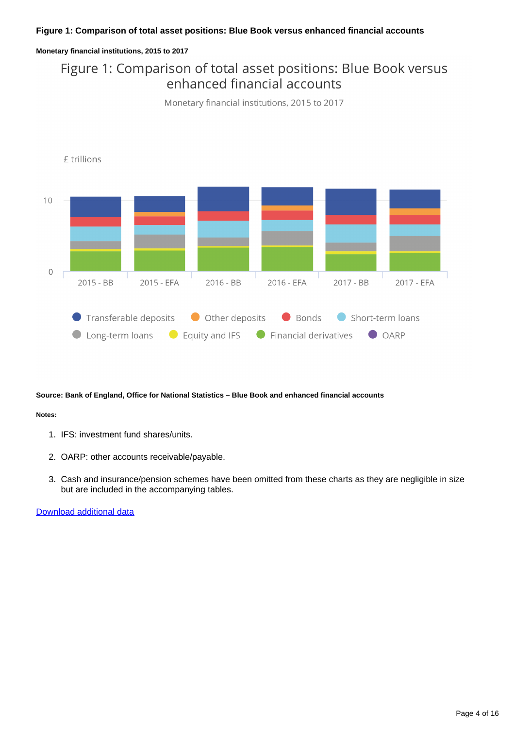**Figure 1: Comparison of total asset positions: Blue Book versus enhanced financial accounts**

**Monetary financial institutions, 2015 to 2017**

Figure 1: Comparison of total asset positions: Blue Book versus enhanced financial accounts

Monetary financial institutions, 2015 to 2017

£ trillions

10

0

2015 - BB 2015 - EFA 2016 - BB 2016 - EFA 2017 - BB 2017 - EFA

Transferable deposits Other deposits Bonds Short-term loans Long-term loans Equity and IFS Financial derivatives OARP

**Source: Bank of England, Office for National Statistics – Blue Book and enhanced financial accounts**

**Notes:**

1. IFS: investment fund shares/units.
2. OARP: other accounts receivable/payable.
3. Cash and insurance/pension schemes have been omitted from these charts as they are negligible in size but are included in the accompanying tables.

Download additional data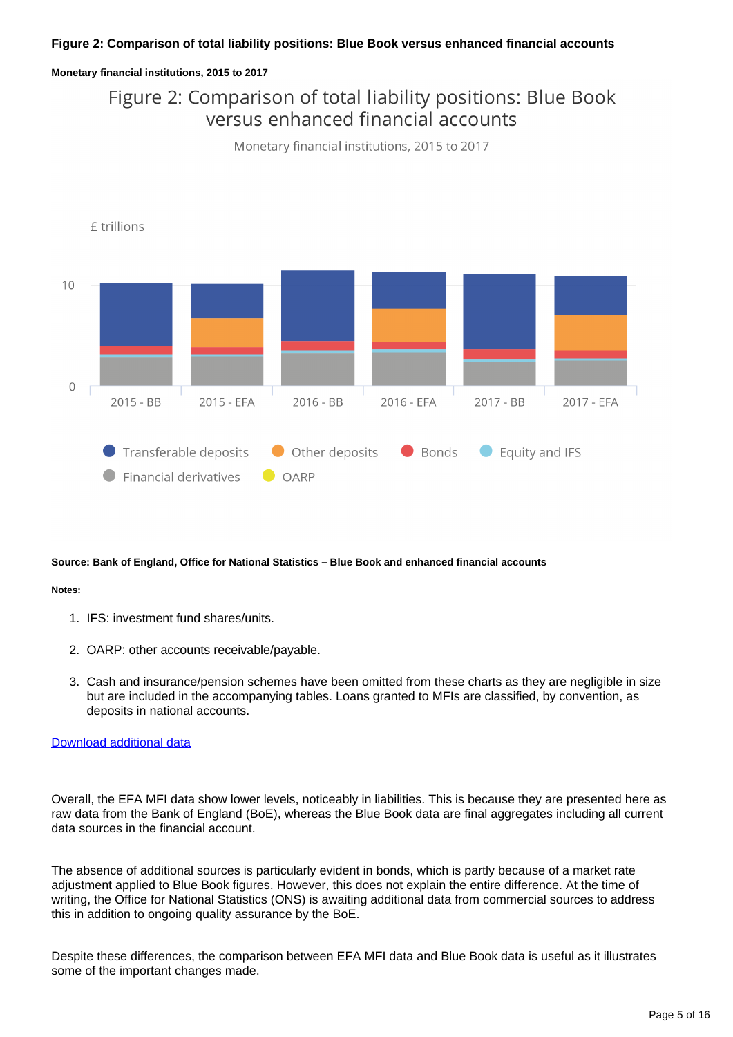**Figure 2: Comparison of total liability positions: Blue Book versus enhanced financial accounts**

**Monetary financial institutions, 2015 to 2017**

Figure 2: Comparison of total liability positions: Blue Book versus enhanced financial accounts

Monetary financial institutions, 2015 to 2017

£ trillions

10

0

2015 - BB | 2015 - EFA | 2016 - BB | 2016 - EFA | 2017 - BB | 2017 - EFA

Transferable deposits, Other deposits, Bonds, Equity and IFS, Financial derivatives, OARP

**Source: Bank of England, Office for National Statistics – Blue Book and enhanced financial accounts**

**Notes:**

1. IFS: investment fund shares/units.
2. OARP: other accounts receivable/payable.
3. Cash and insurance/pension schemes have been omitted from these charts as they are negligible in size but are included in the accompanying tables. Loans granted to MFIs are classified, by convention, as deposits in national accounts.

Download additional data

Overall, the EFA MFI data show lower levels, noticeably in liabilities. This is because they are presented here as raw data from the Bank of England (BoE), whereas the Blue Book data are final aggregates including all current data sources in the financial account.

The absence of additional sources is particularly evident in bonds, which is partly because of a market rate adjustment applied to Blue Book figures. However, this does not explain the entire difference. At the time of writing, the Office for National Statistics (ONS) is awaiting additional data from commercial sources to address this in addition to ongoing quality assurance by the BoE.

Despite these differences, the comparison between EFA MFI data and Blue Book data is useful as it illustrates some of the important changes made.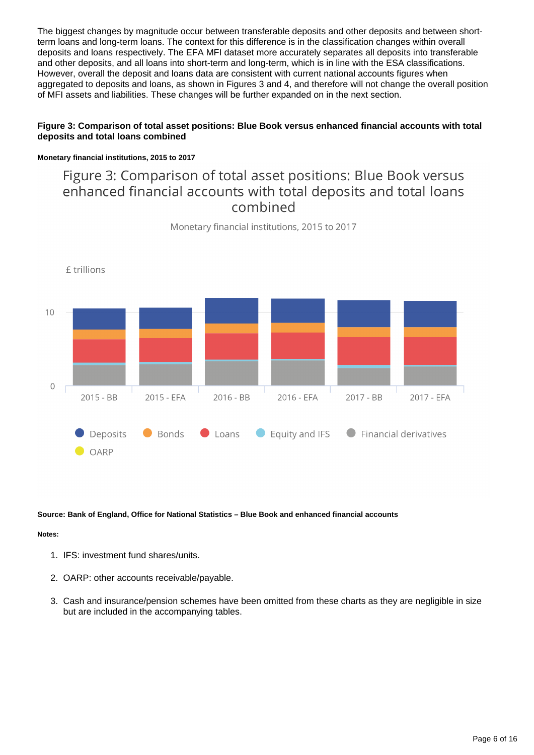The biggest changes by magnitude occur between transferable deposits and other deposits and between short-term loans and long-term loans. The context for this difference is in the classification changes within overall deposits and loans respectively. The EFA MFI dataset more accurately separates all deposits into transferable and other deposits, and all loans into short-term and long-term, which is in line with the ESA classifications. However, overall the deposit and loans data are consistent with current national accounts figures when aggregated to deposits and loans, as shown in Figures 3 and 4, and therefore will not change the overall position of MFI assets and liabilities. These changes will be further expanded on in the next section.

**Figure 3: Comparison of total asset positions: Blue Book versus enhanced financial accounts with total deposits and total loans combined**

**Monetary financial institutions, 2015 to 2017**

Figure 3: Comparison of total asset positions: Blue Book versus enhanced financial accounts with total deposits and total loans combined

Monetary financial institutions, 2015 to 2017

£ trillions

10

0

2015 - BB | 2015 - EFA | 2016 - BB | 2016 - EFA | 2017 - BB | 2017 - EFA

Deposits | Bonds | Loans | Equity and IFS | Financial derivatives | OARP

**Source: Bank of England, Office for National Statistics – Blue Book and enhanced financial accounts**

**Notes:**

1. IFS: investment fund shares/units.
2. OARP: other accounts receivable/payable.
3. Cash and insurance/pension schemes have been omitted from these charts as they are negligible in size but are included in the accompanying tables.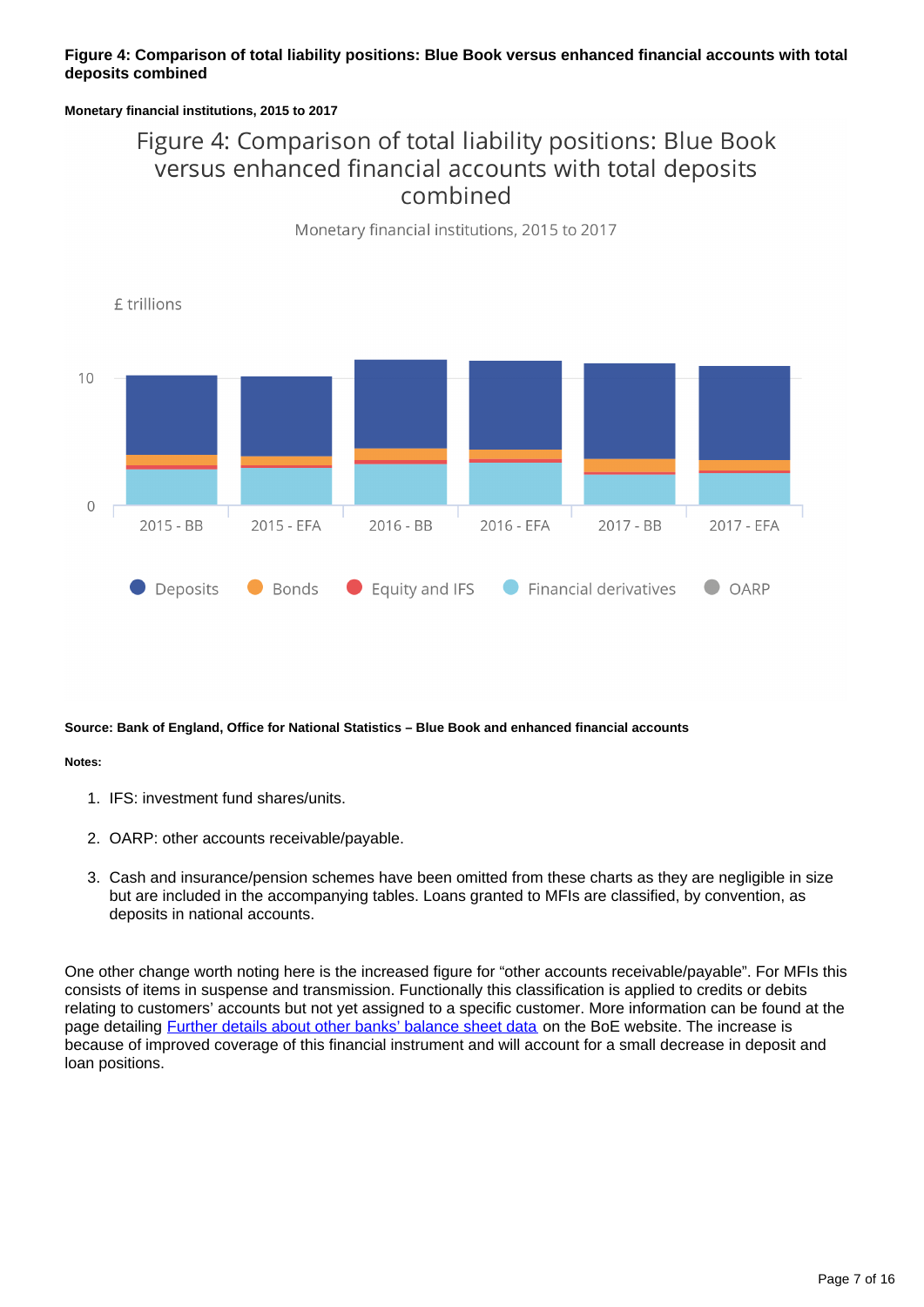**Figure 4: Comparison of total liability positions: Blue Book versus enhanced financial accounts with total deposits combined**

**Monetary financial institutions, 2015 to 2017**

Figure 4: Comparison of total liability positions: Blue Book versus enhanced financial accounts with total deposits combined

Monetary financial institutions, 2015 to 2017

£ trillions

10

0

2015 - BB | 2015 - EFA | 2016 - BB | 2016 - EFA | 2017 - BB | 2017 - EFA

Deposits | Bonds | Equity and IFS | Financial derivatives | OARP

**Source: Bank of England, Office for National Statistics – Blue Book and enhanced financial accounts**

**Notes:**

1. IFS: investment fund shares/units.
2. OARP: other accounts receivable/payable.
3. Cash and insurance/pension schemes have been omitted from these charts as they are negligible in size but are included in the accompanying tables. Loans granted to MFIs are classified, by convention, as deposits in national accounts.

One other change worth noting here is the increased figure for "other accounts receivable/payable". For MFIs this consists of items in suspense and transmission. Functionally this classification is applied to credits or debits relating to customers' accounts but not yet assigned to a specific customer. More information can be found at the page detailing Further details about other banks' balance sheet data on the BoE website. The increase is because of improved coverage of this financial instrument and will account for a small decrease in deposit and loan positions.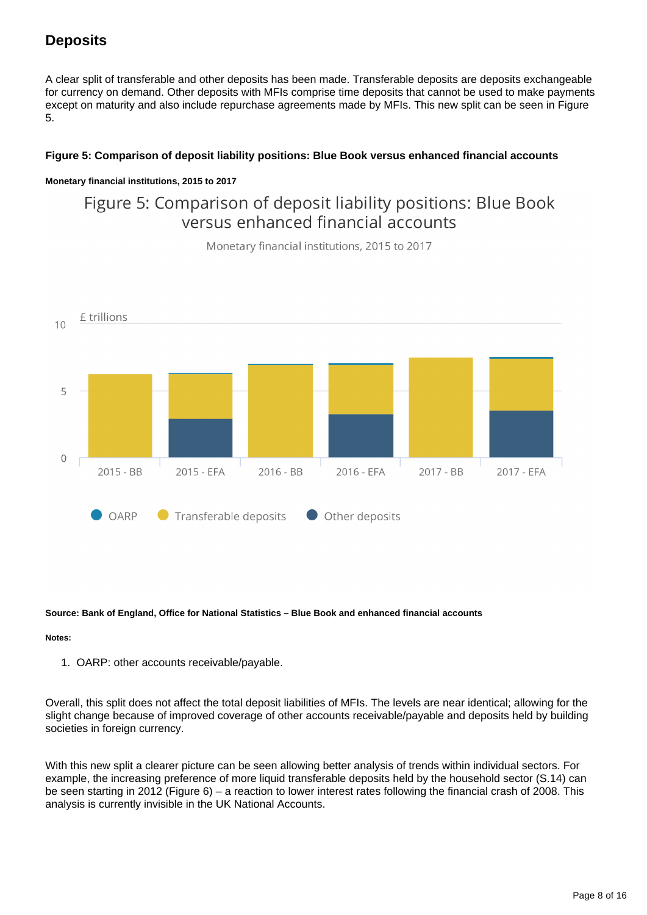## Deposits

A clear split of transferable and other deposits has been made. Transferable deposits are deposits exchangeable for currency on demand. Other deposits with MFIs comprise time deposits that cannot be used to make payments except on maturity and also include repurchase agreements made by MFIs. This new split can be seen in Figure 5.

**Figure 5: Comparison of deposit liability positions: Blue Book versus enhanced financial accounts**

**Monetary financial institutions, 2015 to 2017**

**Source: Bank of England, Office for National Statistics – Blue Book and enhanced financial accounts**

**Notes:**

1. OARP: other accounts receivable/payable.

Overall, this split does not affect the total deposit liabilities of MFIs. The levels are near identical; allowing for the slight change because of improved coverage of other accounts receivable/payable and deposits held by building societies in foreign currency.

With this new split a clearer picture can be seen allowing better analysis of trends within individual sectors. For example, the increasing preference of more liquid transferable deposits held by the household sector (S.14) can be seen starting in 2012 (Figure 6) – a reaction to lower interest rates following the financial crash of 2008. This analysis is currently invisible in the UK National Accounts.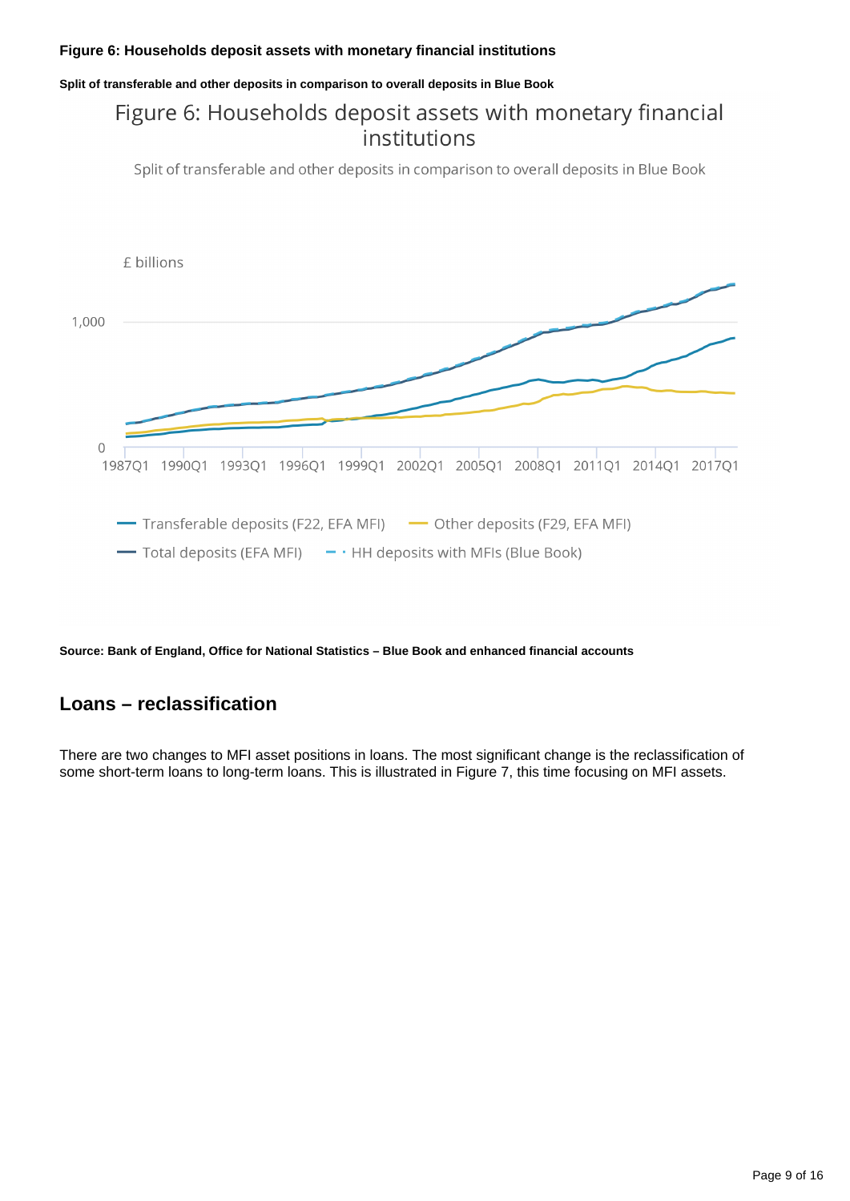**Figure 6: Households deposit assets with monetary financial institutions**

**Split of transferable and other deposits in comparison to overall deposits in Blue Book**

**Source: Bank of England, Office for National Statistics – Blue Book and enhanced financial accounts**

## Loans – reclassification

There are two changes to MFI asset positions in loans. The most significant change is the reclassification of some short-term loans to long-term loans. This is illustrated in Figure 7, this time focusing on MFI assets.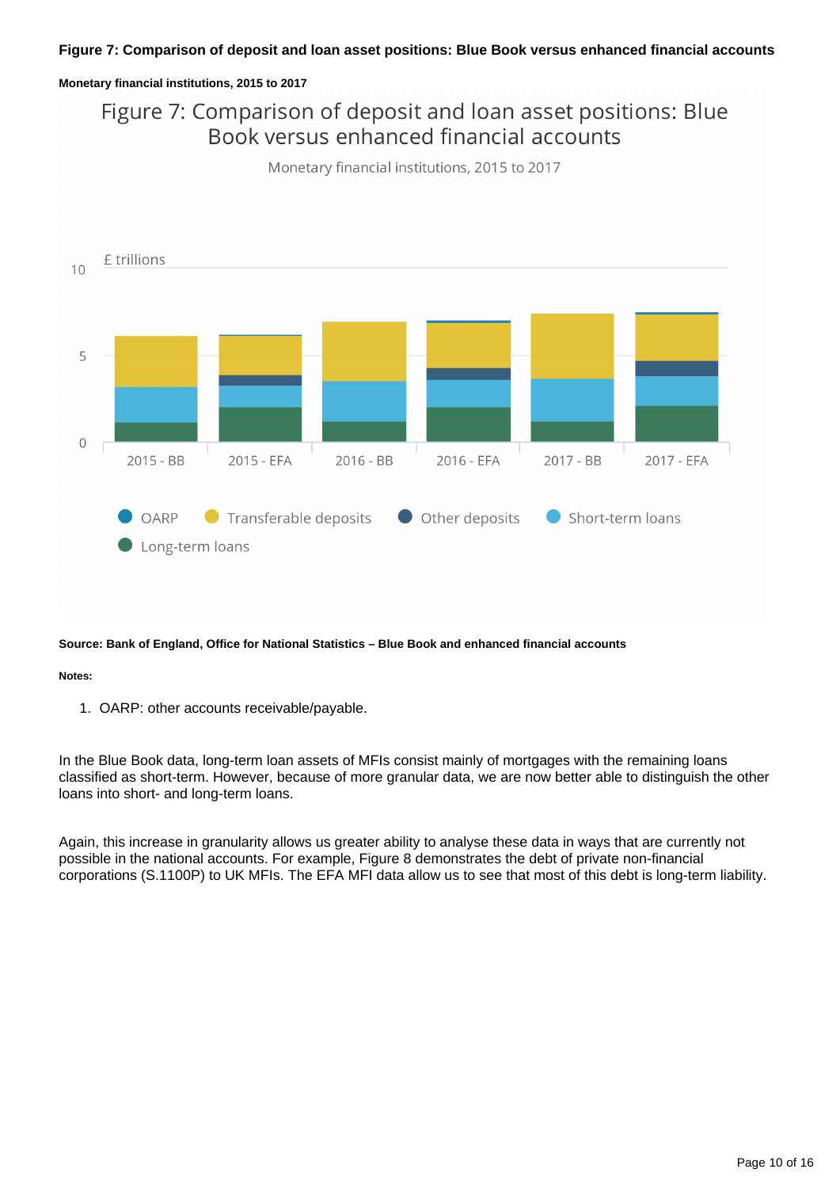### Figure 7: Comparison of deposit and loan asset positions: Blue Book versus enhanced financial accounts

#### Monetary financial institutions, 2015 to 2017

**Source: Bank of England, Office for National Statistics – Blue Book and enhanced financial accounts**

**Notes:**

1. OARP: other accounts receivable/payable.

In the Blue Book data, long-term loan assets of MFIs consist mainly of mortgages with the remaining loans classified as short-term. However, because of more granular data, we are now better able to distinguish the other loans into short- and long-term loans.

Again, this increase in granularity allows us greater ability to analyse these data in ways that are currently not possible in the national accounts. For example, Figure 8 demonstrates the debt of private non-financial corporations (S.1100P) to UK MFIs. The EFA MFI data allow us to see that most of this debt is long-term liability.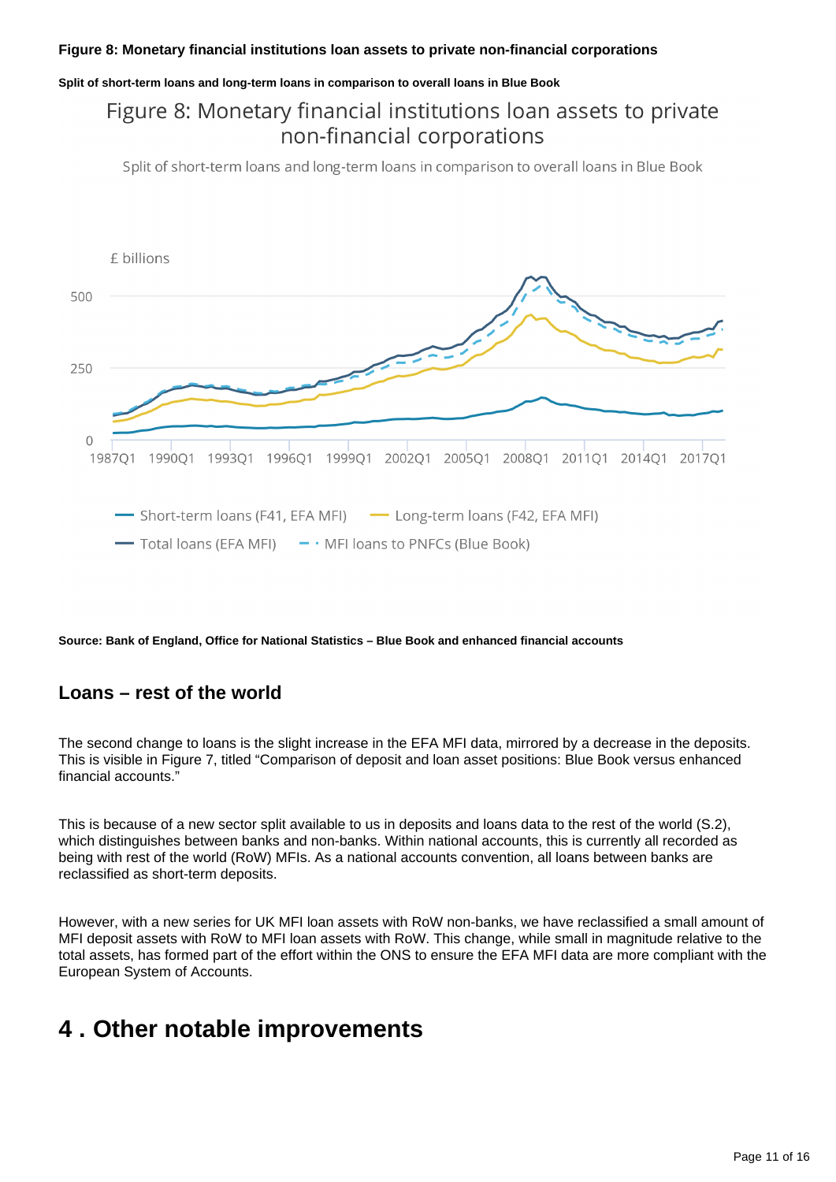**Figure 8: Monetary financial institutions loan assets to private non-financial corporations**

**Split of short-term loans and long-term loans in comparison to overall loans in Blue Book**

Figure 8: Monetary financial institutions loan assets to private non-financial corporations

Split of short-term loans and long-term loans in comparison to overall loans in Blue Book

£ billions

Short-term loans (F41, EFA MFI) | Long-term loans (F42, EFA MFI) | Total loans (EFA MFI) | MFI loans to PNFCs (Blue Book)

**Source: Bank of England, Office for National Statistics – Blue Book and enhanced financial accounts**

## Loans – rest of the world

The second change to loans is the slight increase in the EFA MFI data, mirrored by a decrease in the deposits. This is visible in Figure 7, titled "Comparison of deposit and loan asset positions: Blue Book versus enhanced financial accounts."

This is because of a new sector split available to us in deposits and loans data to the rest of the world (S.2), which distinguishes between banks and non-banks. Within national accounts, this is currently all recorded as being with rest of the world (RoW) MFIs. As a national accounts convention, all loans between banks are reclassified as short-term deposits.

However, with a new series for UK MFI loan assets with RoW non-banks, we have reclassified a small amount of MFI deposit assets with RoW to MFI loan assets with RoW. This change, while small in magnitude relative to the total assets, has formed part of the effort within the ONS to ensure the EFA MFI data are more compliant with the European System of Accounts.

# 4 . Other notable improvements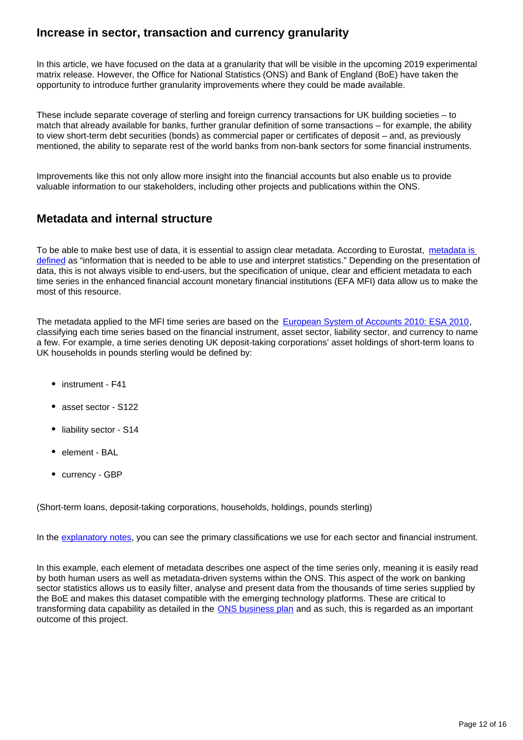## Increase in sector, transaction and currency granularity

In this article, we have focused on the data at a granularity that will be visible in the upcoming 2019 experimental matrix release. However, the Office for National Statistics (ONS) and Bank of England (BoE) have taken the opportunity to introduce further granularity improvements where they could be made available.

These include separate coverage of sterling and foreign currency transactions for UK building societies – to match that already available for banks, further granular definition of some transactions – for example, the ability to view short-term debt securities (bonds) as commercial paper or certificates of deposit – and, as previously mentioned, the ability to separate rest of the world banks from non-bank sectors for some financial instruments.

Improvements like this not only allow more insight into the financial accounts but also enable us to provide valuable information to our stakeholders, including other projects and publications within the ONS.

## Metadata and internal structure

To be able to make best use of data, it is essential to assign clear metadata. According to Eurostat, [metadata is defined] as "information that is needed to be able to use and interpret statistics." Depending on the presentation of data, this is not always visible to end-users, but the specification of unique, clear and efficient metadata to each time series in the enhanced financial account monetary financial institutions (EFA MFI) data allow us to make the most of this resource.

The metadata applied to the MFI time series are based on the [European System of Accounts 2010: ESA 2010], classifying each time series based on the financial instrument, asset sector, liability sector, and currency to name a few. For example, a time series denoting UK deposit-taking corporations' asset holdings of short-term loans to UK households in pounds sterling would be defined by:

- instrument - F41
- asset sector - S122
- liability sector - S14
- element - BAL
- currency - GBP

(Short-term loans, deposit-taking corporations, households, holdings, pounds sterling)

In the [explanatory notes], you can see the primary classifications we use for each sector and financial instrument.

In this example, each element of metadata describes one aspect of the time series only, meaning it is easily read by both human users as well as metadata-driven systems within the ONS. This aspect of the work on banking sector statistics allows us to easily filter, analyse and present data from the thousands of time series supplied by the BoE and makes this dataset compatible with the emerging technology platforms. These are critical to transforming data capability as detailed in the [ONS business plan] and as such, this is regarded as an important outcome of this project.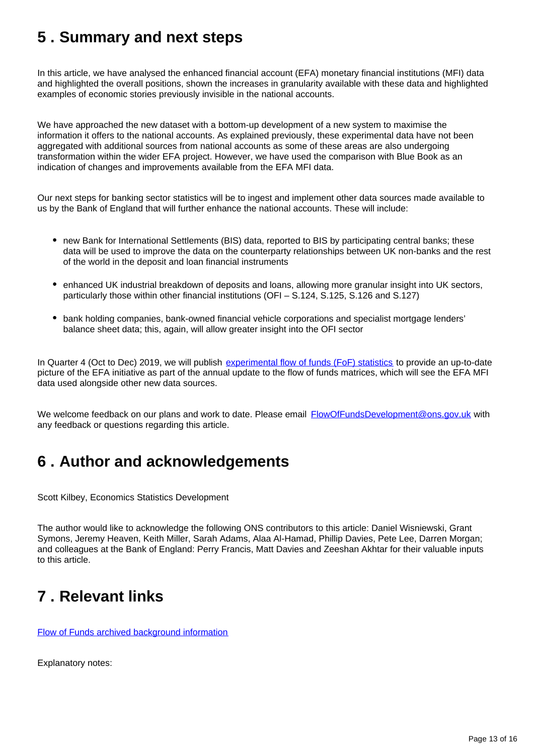## 5 . Summary and next steps

In this article, we have analysed the enhanced financial account (EFA) monetary financial institutions (MFI) data and highlighted the overall positions, shown the increases in granularity available with these data and highlighted examples of economic stories previously invisible in the national accounts.

We have approached the new dataset with a bottom-up development of a new system to maximise the information it offers to the national accounts. As explained previously, these experimental data have not been aggregated with additional sources from national accounts as some of these areas are also undergoing transformation within the wider EFA project. However, we have used the comparison with Blue Book as an indication of changes and improvements available from the EFA MFI data.

Our next steps for banking sector statistics will be to ingest and implement other data sources made available to us by the Bank of England that will further enhance the national accounts. These will include:

- new Bank for International Settlements (BIS) data, reported to BIS by participating central banks; these data will be used to improve the data on the counterparty relationships between UK non-banks and the rest of the world in the deposit and loan financial instruments
- enhanced UK industrial breakdown of deposits and loans, allowing more granular insight into UK sectors, particularly those within other financial institutions (OFI – S.124, S.125, S.126 and S.127)
- bank holding companies, bank-owned financial vehicle corporations and specialist mortgage lenders' balance sheet data; this, again, will allow greater insight into the OFI sector

In Quarter 4 (Oct to Dec) 2019, we will publish [experimental flow of funds (FoF) statistics] to provide an up-to-date picture of the EFA initiative as part of the annual update to the flow of funds matrices, which will see the EFA MFI data used alongside other new data sources.

We welcome feedback on our plans and work to date. Please email [FlowOfFundsDevelopment@ons.gov.uk] with any feedback or questions regarding this article.

## 6 . Author and acknowledgements

Scott Kilbey, Economics Statistics Development

The author would like to acknowledge the following ONS contributors to this article: Daniel Wisniewski, Grant Symons, Jeremy Heaven, Keith Miller, Sarah Adams, Alaa Al-Hamad, Phillip Davies, Pete Lee, Darren Morgan; and colleagues at the Bank of England: Perry Francis, Matt Davies and Zeeshan Akhtar for their valuable inputs to this article.

## 7 . Relevant links

[Flow of Funds archived background information]

Explanatory notes: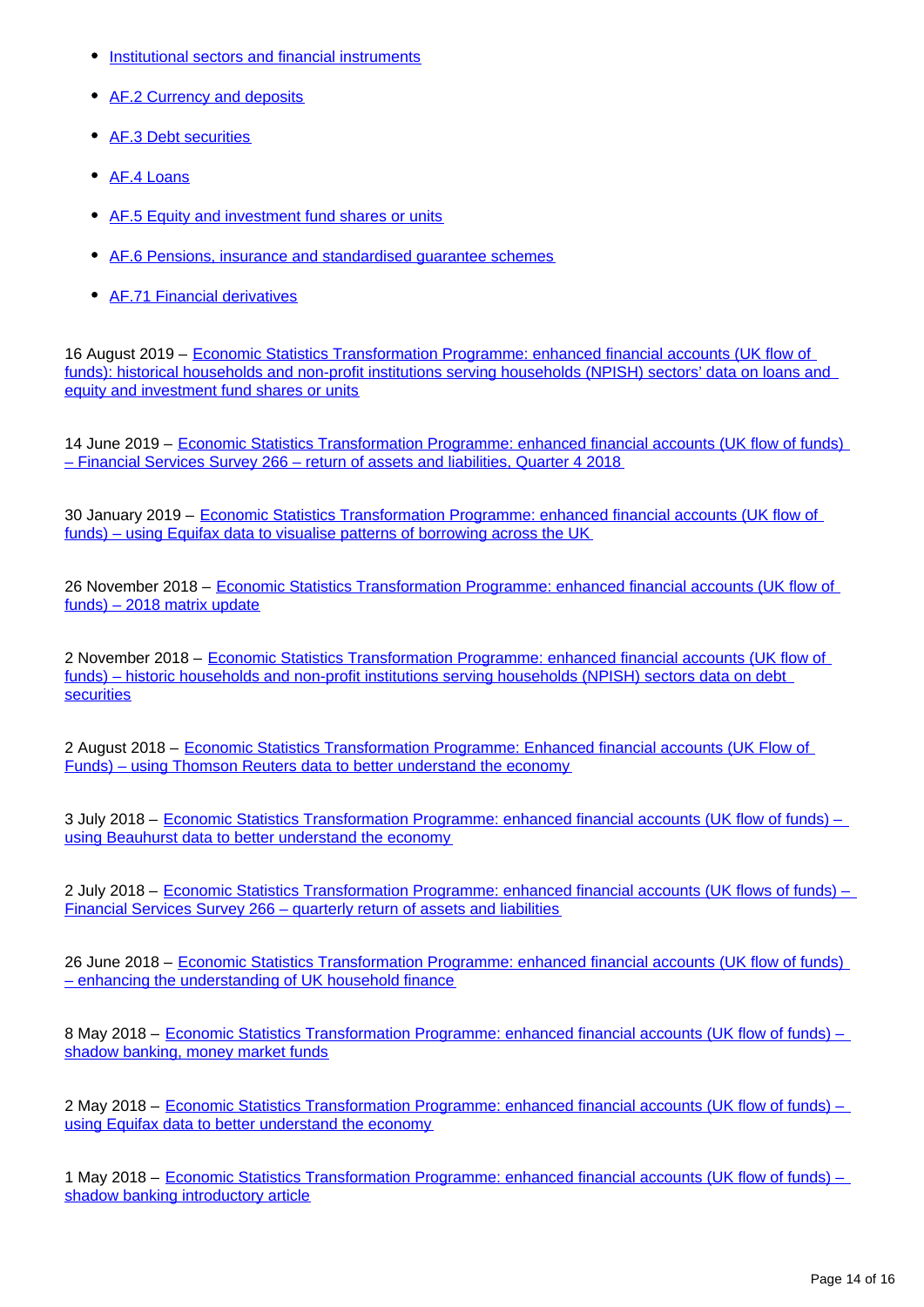- Institutional sectors and financial instruments
- AF.2 Currency and deposits
- AF.3 Debt securities
- AF.4 Loans
- AF.5 Equity and investment fund shares or units
- AF.6 Pensions, insurance and standardised guarantee schemes
- AF.71 Financial derivatives

16 August 2019 – Economic Statistics Transformation Programme: enhanced financial accounts (UK flow of funds): historical households and non-profit institutions serving households (NPISH) sectors' data on loans and equity and investment fund shares or units

14 June 2019 – Economic Statistics Transformation Programme: enhanced financial accounts (UK flow of funds) – Financial Services Survey 266 – return of assets and liabilities, Quarter 4 2018

30 January 2019 – Economic Statistics Transformation Programme: enhanced financial accounts (UK flow of funds) – using Equifax data to visualise patterns of borrowing across the UK

26 November 2018 – Economic Statistics Transformation Programme: enhanced financial accounts (UK flow of funds) – 2018 matrix update

2 November 2018 – Economic Statistics Transformation Programme: enhanced financial accounts (UK flow of funds) – historic households and non-profit institutions serving households (NPISH) sectors data on debt securities

2 August 2018 – Economic Statistics Transformation Programme: Enhanced financial accounts (UK Flow of Funds) – using Thomson Reuters data to better understand the economy

3 July 2018 – Economic Statistics Transformation Programme: enhanced financial accounts (UK flow of funds) – using Beauhurst data to better understand the economy

2 July 2018 – Economic Statistics Transformation Programme: enhanced financial accounts (UK flows of funds) – Financial Services Survey 266 – quarterly return of assets and liabilities

26 June 2018 – Economic Statistics Transformation Programme: enhanced financial accounts (UK flow of funds) – enhancing the understanding of UK household finance

8 May 2018 – Economic Statistics Transformation Programme: enhanced financial accounts (UK flow of funds) – shadow banking, money market funds

2 May 2018 – Economic Statistics Transformation Programme: enhanced financial accounts (UK flow of funds) – using Equifax data to better understand the economy

1 May 2018 – Economic Statistics Transformation Programme: enhanced financial accounts (UK flow of funds) – shadow banking introductory article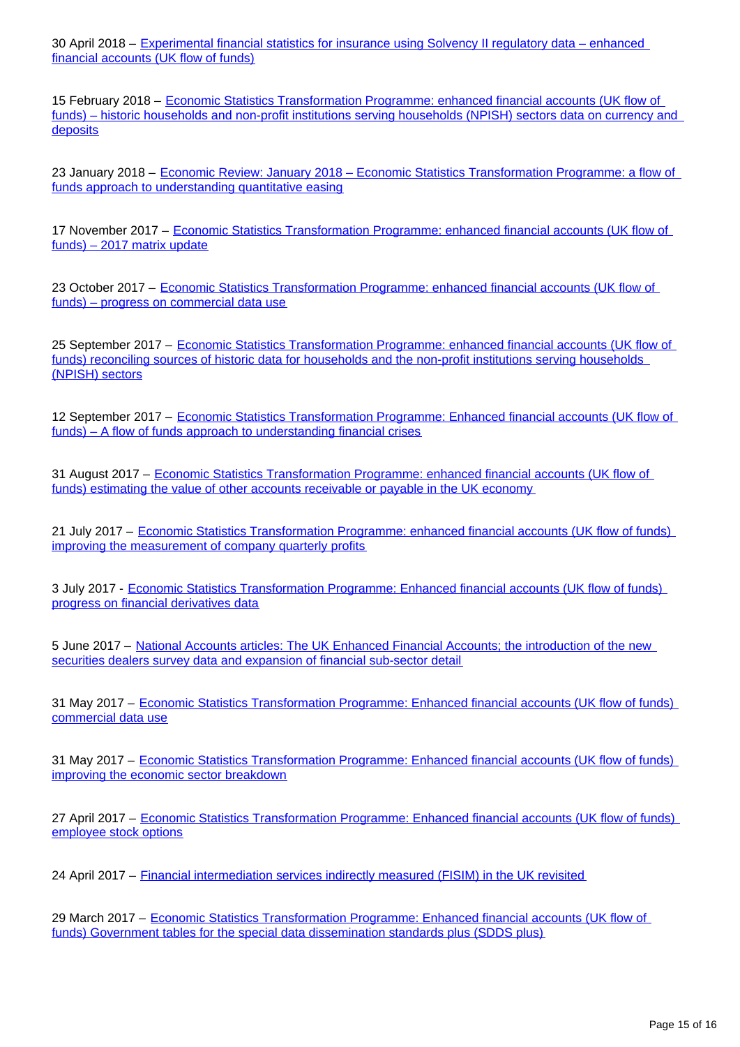30 April 2018 – Experimental financial statistics for insurance using Solvency II regulatory data – enhanced financial accounts (UK flow of funds)

15 February 2018 – Economic Statistics Transformation Programme: enhanced financial accounts (UK flow of funds) – historic households and non-profit institutions serving households (NPISH) sectors data on currency and deposits

23 January 2018 – Economic Review: January 2018 – Economic Statistics Transformation Programme: a flow of funds approach to understanding quantitative easing

17 November 2017 – Economic Statistics Transformation Programme: enhanced financial accounts (UK flow of funds) – 2017 matrix update

23 October 2017 – Economic Statistics Transformation Programme: enhanced financial accounts (UK flow of funds) – progress on commercial data use

25 September 2017 – Economic Statistics Transformation Programme: enhanced financial accounts (UK flow of funds) reconciling sources of historic data for households and the non-profit institutions serving households (NPISH) sectors

12 September 2017 – Economic Statistics Transformation Programme: Enhanced financial accounts (UK flow of funds) – A flow of funds approach to understanding financial crises

31 August 2017 – Economic Statistics Transformation Programme: enhanced financial accounts (UK flow of funds) estimating the value of other accounts receivable or payable in the UK economy

21 July 2017 – Economic Statistics Transformation Programme: enhanced financial accounts (UK flow of funds) improving the measurement of company quarterly profits

3 July 2017 - Economic Statistics Transformation Programme: Enhanced financial accounts (UK flow of funds) progress on financial derivatives data

5 June 2017 – National Accounts articles: The UK Enhanced Financial Accounts; the introduction of the new securities dealers survey data and expansion of financial sub-sector detail

31 May 2017 – Economic Statistics Transformation Programme: Enhanced financial accounts (UK flow of funds) commercial data use

31 May 2017 – Economic Statistics Transformation Programme: Enhanced financial accounts (UK flow of funds) improving the economic sector breakdown

27 April 2017 – Economic Statistics Transformation Programme: Enhanced financial accounts (UK flow of funds) employee stock options

24 April 2017 – Financial intermediation services indirectly measured (FISIM) in the UK revisited

29 March 2017 – Economic Statistics Transformation Programme: Enhanced financial accounts (UK flow of funds) Government tables for the special data dissemination standards plus (SDDS plus)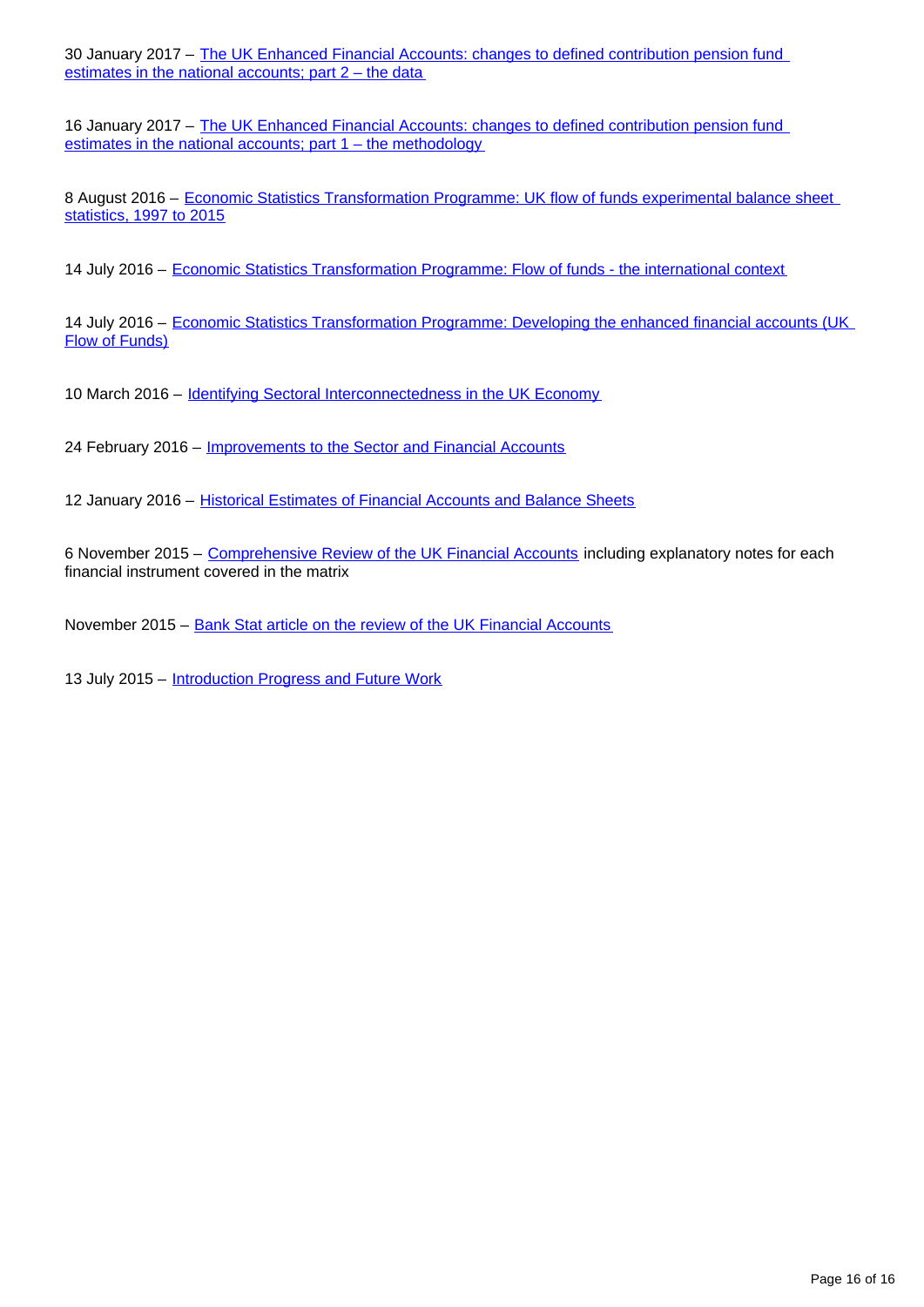30 January 2017 – [The UK Enhanced Financial Accounts: changes to defined contribution pension fund estimates in the national accounts; part 2 – the data]

16 January 2017 – [The UK Enhanced Financial Accounts: changes to defined contribution pension fund estimates in the national accounts; part 1 – the methodology]

8 August 2016 – [Economic Statistics Transformation Programme: UK flow of funds experimental balance sheet statistics, 1997 to 2015]

14 July 2016 – [Economic Statistics Transformation Programme: Flow of funds - the international context]

14 July 2016 – [Economic Statistics Transformation Programme: Developing the enhanced financial accounts (UK Flow of Funds)]

10 March 2016 – [Identifying Sectoral Interconnectedness in the UK Economy]

24 February 2016 – [Improvements to the Sector and Financial Accounts]

12 January 2016 – [Historical Estimates of Financial Accounts and Balance Sheets]

6 November 2015 – [Comprehensive Review of the UK Financial Accounts] including explanatory notes for each financial instrument covered in the matrix

November 2015 – [Bank Stat article on the review of the UK Financial Accounts]

13 July 2015 – [Introduction Progress and Future Work]